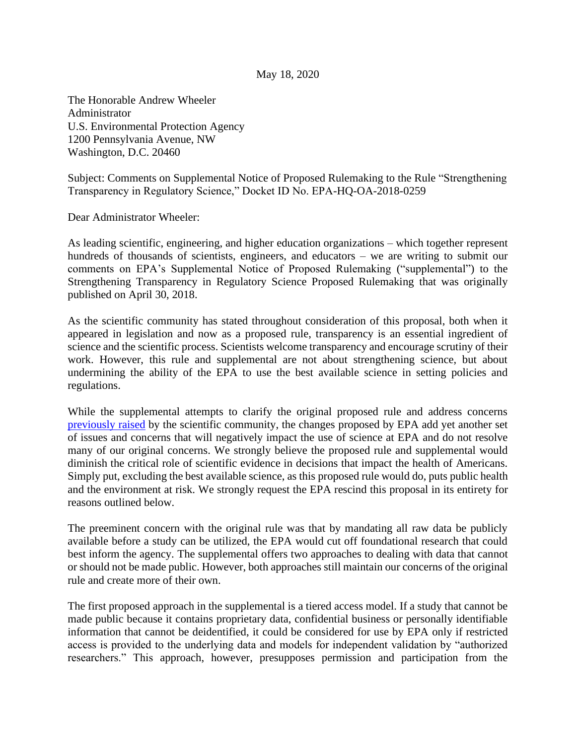May 18, 2020

The Honorable Andrew Wheeler
Administrator
U.S. Environmental Protection Agency
1200 Pennsylvania Avenue, NW
Washington, D.C. 20460

Subject: Comments on Supplemental Notice of Proposed Rulemaking to the Rule "Strengthening Transparency in Regulatory Science," Docket ID No. EPA-HQ-OA-2018-0259

Dear Administrator Wheeler:

As leading scientific, engineering, and higher education organizations – which together represent hundreds of thousands of scientists, engineers, and educators – we are writing to submit our comments on EPA's Supplemental Notice of Proposed Rulemaking ("supplemental") to the Strengthening Transparency in Regulatory Science Proposed Rulemaking that was originally published on April 30, 2018.

As the scientific community has stated throughout consideration of this proposal, both when it appeared in legislation and now as a proposed rule, transparency is an essential ingredient of science and the scientific process. Scientists welcome transparency and encourage scrutiny of their work. However, this rule and supplemental are not about strengthening science, but about undermining the ability of the EPA to use the best available science in setting policies and regulations.

While the supplemental attempts to clarify the original proposed rule and address concerns previously raised by the scientific community, the changes proposed by EPA add yet another set of issues and concerns that will negatively impact the use of science at EPA and do not resolve many of our original concerns. We strongly believe the proposed rule and supplemental would diminish the critical role of scientific evidence in decisions that impact the health of Americans. Simply put, excluding the best available science, as this proposed rule would do, puts public health and the environment at risk. We strongly request the EPA rescind this proposal in its entirety for reasons outlined below.

The preeminent concern with the original rule was that by mandating all raw data be publicly available before a study can be utilized, the EPA would cut off foundational research that could best inform the agency. The supplemental offers two approaches to dealing with data that cannot or should not be made public. However, both approaches still maintain our concerns of the original rule and create more of their own.

The first proposed approach in the supplemental is a tiered access model. If a study that cannot be made public because it contains proprietary data, confidential business or personally identifiable information that cannot be deidentified, it could be considered for use by EPA only if restricted access is provided to the underlying data and models for independent validation by "authorized researchers." This approach, however, presupposes permission and participation from the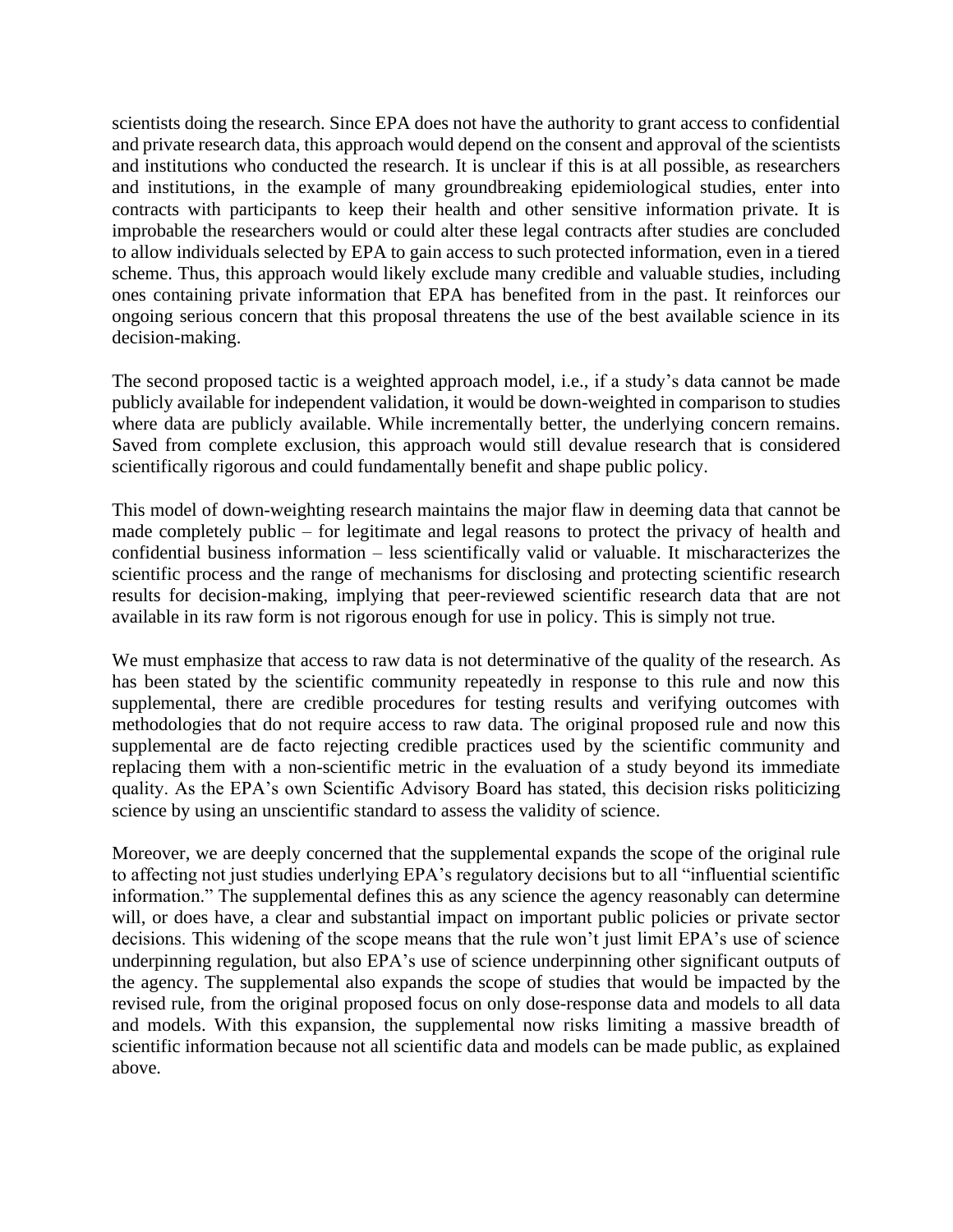scientists doing the research. Since EPA does not have the authority to grant access to confidential and private research data, this approach would depend on the consent and approval of the scientists and institutions who conducted the research. It is unclear if this is at all possible, as researchers and institutions, in the example of many groundbreaking epidemiological studies, enter into contracts with participants to keep their health and other sensitive information private. It is improbable the researchers would or could alter these legal contracts after studies are concluded to allow individuals selected by EPA to gain access to such protected information, even in a tiered scheme. Thus, this approach would likely exclude many credible and valuable studies, including ones containing private information that EPA has benefited from in the past. It reinforces our ongoing serious concern that this proposal threatens the use of the best available science in its decision-making.

The second proposed tactic is a weighted approach model, i.e., if a study's data cannot be made publicly available for independent validation, it would be down-weighted in comparison to studies where data are publicly available. While incrementally better, the underlying concern remains. Saved from complete exclusion, this approach would still devalue research that is considered scientifically rigorous and could fundamentally benefit and shape public policy.

This model of down-weighting research maintains the major flaw in deeming data that cannot be made completely public – for legitimate and legal reasons to protect the privacy of health and confidential business information – less scientifically valid or valuable. It mischaracterizes the scientific process and the range of mechanisms for disclosing and protecting scientific research results for decision-making, implying that peer-reviewed scientific research data that are not available in its raw form is not rigorous enough for use in policy. This is simply not true.

We must emphasize that access to raw data is not determinative of the quality of the research. As has been stated by the scientific community repeatedly in response to this rule and now this supplemental, there are credible procedures for testing results and verifying outcomes with methodologies that do not require access to raw data. The original proposed rule and now this supplemental are de facto rejecting credible practices used by the scientific community and replacing them with a non-scientific metric in the evaluation of a study beyond its immediate quality. As the EPA's own Scientific Advisory Board has stated, this decision risks politicizing science by using an unscientific standard to assess the validity of science.

Moreover, we are deeply concerned that the supplemental expands the scope of the original rule to affecting not just studies underlying EPA's regulatory decisions but to all "influential scientific information." The supplemental defines this as any science the agency reasonably can determine will, or does have, a clear and substantial impact on important public policies or private sector decisions. This widening of the scope means that the rule won't just limit EPA's use of science underpinning regulation, but also EPA's use of science underpinning other significant outputs of the agency. The supplemental also expands the scope of studies that would be impacted by the revised rule, from the original proposed focus on only dose-response data and models to all data and models. With this expansion, the supplemental now risks limiting a massive breadth of scientific information because not all scientific data and models can be made public, as explained above.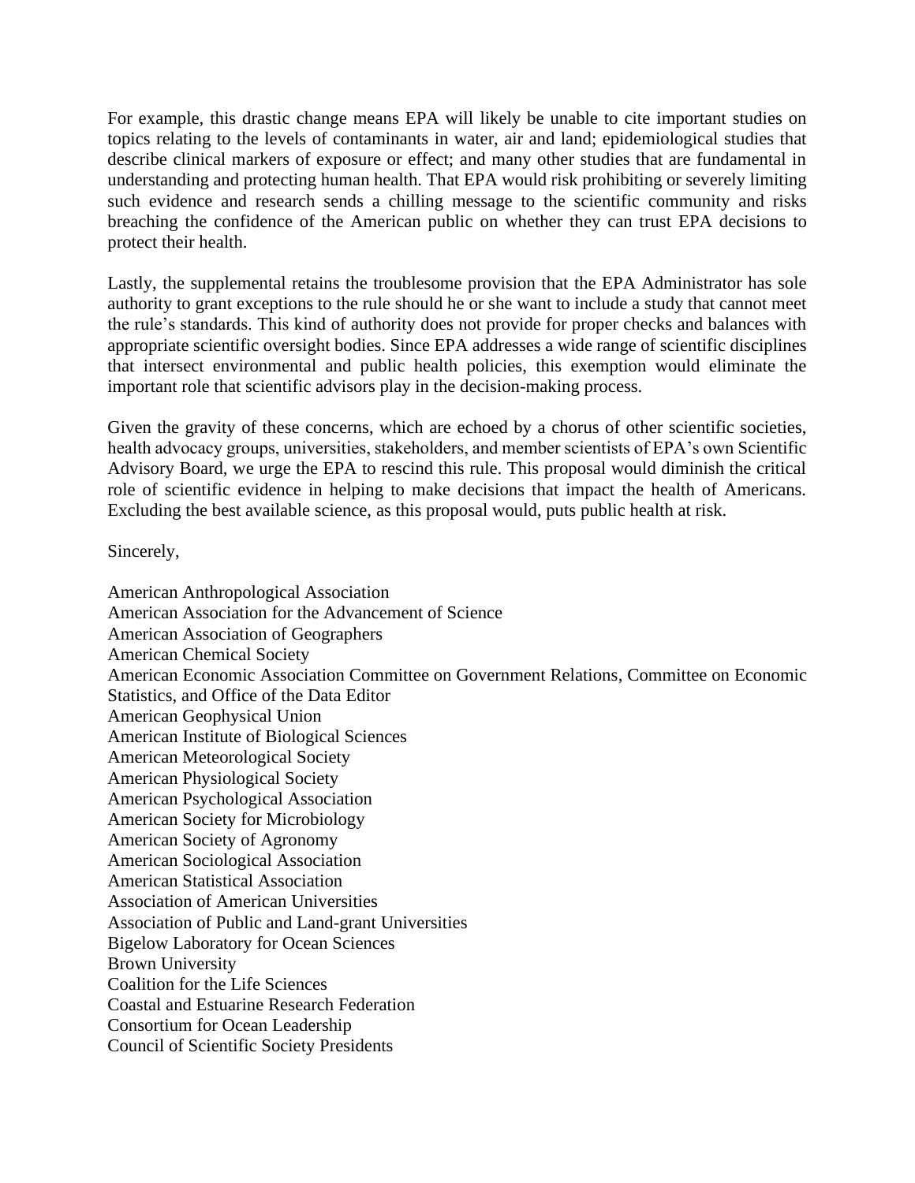For example, this drastic change means EPA will likely be unable to cite important studies on topics relating to the levels of contaminants in water, air and land; epidemiological studies that describe clinical markers of exposure or effect; and many other studies that are fundamental in understanding and protecting human health. That EPA would risk prohibiting or severely limiting such evidence and research sends a chilling message to the scientific community and risks breaching the confidence of the American public on whether they can trust EPA decisions to protect their health.

Lastly, the supplemental retains the troublesome provision that the EPA Administrator has sole authority to grant exceptions to the rule should he or she want to include a study that cannot meet the rule's standards. This kind of authority does not provide for proper checks and balances with appropriate scientific oversight bodies. Since EPA addresses a wide range of scientific disciplines that intersect environmental and public health policies, this exemption would eliminate the important role that scientific advisors play in the decision-making process.

Given the gravity of these concerns, which are echoed by a chorus of other scientific societies, health advocacy groups, universities, stakeholders, and member scientists of EPA's own Scientific Advisory Board, we urge the EPA to rescind this rule. This proposal would diminish the critical role of scientific evidence in helping to make decisions that impact the health of Americans. Excluding the best available science, as this proposal would, puts public health at risk.

Sincerely,

American Anthropological Association
American Association for the Advancement of Science
American Association of Geographers
American Chemical Society
American Economic Association Committee on Government Relations, Committee on Economic Statistics, and Office of the Data Editor
American Geophysical Union
American Institute of Biological Sciences
American Meteorological Society
American Physiological Society
American Psychological Association
American Society for Microbiology
American Society of Agronomy
American Sociological Association
American Statistical Association
Association of American Universities
Association of Public and Land-grant Universities
Bigelow Laboratory for Ocean Sciences
Brown University
Coalition for the Life Sciences
Coastal and Estuarine Research Federation
Consortium for Ocean Leadership
Council of Scientific Society Presidents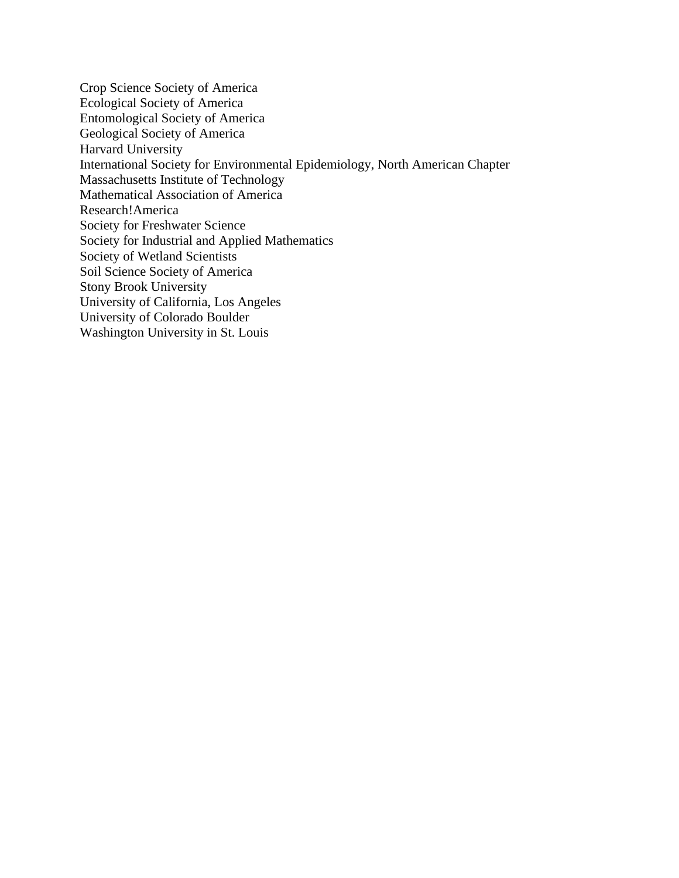Crop Science Society of America
Ecological Society of America
Entomological Society of America
Geological Society of America
Harvard University
International Society for Environmental Epidemiology, North American Chapter
Massachusetts Institute of Technology
Mathematical Association of America
Research!America
Society for Freshwater Science
Society for Industrial and Applied Mathematics
Society of Wetland Scientists
Soil Science Society of America
Stony Brook University
University of California, Los Angeles
University of Colorado Boulder
Washington University in St. Louis